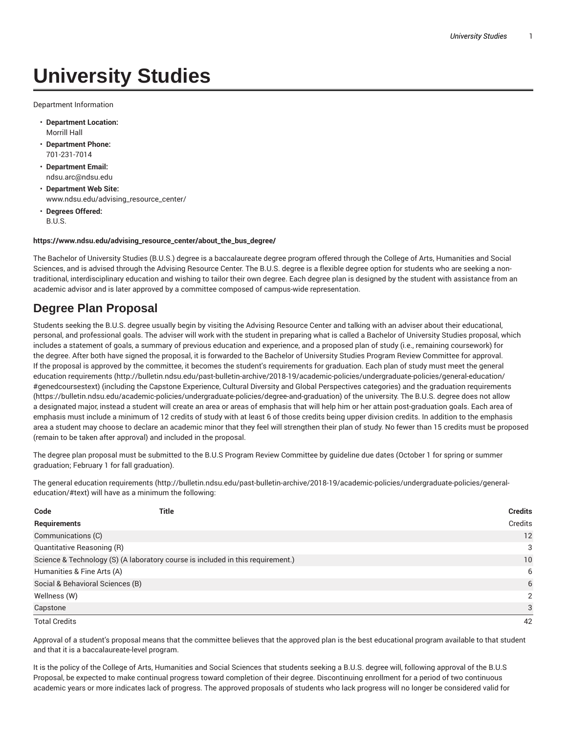# University Studies

Department Information

- **Department Location:**
  Morrill Hall
- **Department Phone:**
  701-231-7014
- **Department Email:**
  ndsu.arc@ndsu.edu
- **Department Web Site:**
  www.ndsu.edu/advising_resource_center/
- **Degrees Offered:**
  B.U.S.

**https://www.ndsu.edu/advising_resource_center/about_the_bus_degree/**

The Bachelor of University Studies (B.U.S.) degree is a baccalaureate degree program offered through the College of Arts, Humanities and Social Sciences, and is advised through the Advising Resource Center. The B.U.S. degree is a flexible degree option for students who are seeking a non-traditional, interdisciplinary education and wishing to tailor their own degree. Each degree plan is designed by the student with assistance from an academic advisor and is later approved by a committee composed of campus-wide representation.

## Degree Plan Proposal

Students seeking the B.U.S. degree usually begin by visiting the Advising Resource Center and talking with an adviser about their educational, personal, and professional goals. The adviser will work with the student in preparing what is called a Bachelor of University Studies proposal, which includes a statement of goals, a summary of previous education and experience, and a proposed plan of study (i.e., remaining coursework) for the degree. After both have signed the proposal, it is forwarded to the Bachelor of University Studies Program Review Committee for approval. If the proposal is approved by the committee, it becomes the student's requirements for graduation. Each plan of study must meet the general education requirements (http://bulletin.ndsu.edu/past-bulletin-archive/2018-19/academic-policies/undergraduate-policies/general-education/#genedcoursestext) (including the Capstone Experience, Cultural Diversity and Global Perspectives categories) and the graduation requirements (https://bulletin.ndsu.edu/academic-policies/undergraduate-policies/degree-and-graduation) of the university. The B.U.S. degree does not allow a designated major, instead a student will create an area or areas of emphasis that will help him or her attain post-graduation goals. Each area of emphasis must include a minimum of 12 credits of study with at least 6 of those credits being upper division credits. In addition to the emphasis area a student may choose to declare an academic minor that they feel will strengthen their plan of study. No fewer than 15 credits must be proposed (remain to be taken after approval) and included in the proposal.

The degree plan proposal must be submitted to the B.U.S Program Review Committee by guideline due dates (October 1 for spring or summer graduation; February 1 for fall graduation).

The general education requirements (http://bulletin.ndsu.edu/past-bulletin-archive/2018-19/academic-policies/undergraduate-policies/general-education/#text) will have as a minimum the following:

| Code | Title | Credits |
|---|---|---|
| **Requirements** | | Credits |
| Communications (C) | | 12 |
| Quantitative Reasoning (R) | | 3 |
| Science & Technology (S) (A laboratory course is included in this requirement.) | | 10 |
| Humanities & Fine Arts (A) | | 6 |
| Social & Behavioral Sciences (B) | | 6 |
| Wellness (W) | | 2 |
| Capstone | | 3 |
| Total Credits | | 42 |

Approval of a student's proposal means that the committee believes that the approved plan is the best educational program available to that student and that it is a baccalaureate-level program.

It is the policy of the College of Arts, Humanities and Social Sciences that students seeking a B.U.S. degree will, following approval of the B.U.S Proposal, be expected to make continual progress toward completion of their degree. Discontinuing enrollment for a period of two continuous academic years or more indicates lack of progress. The approved proposals of students who lack progress will no longer be considered valid for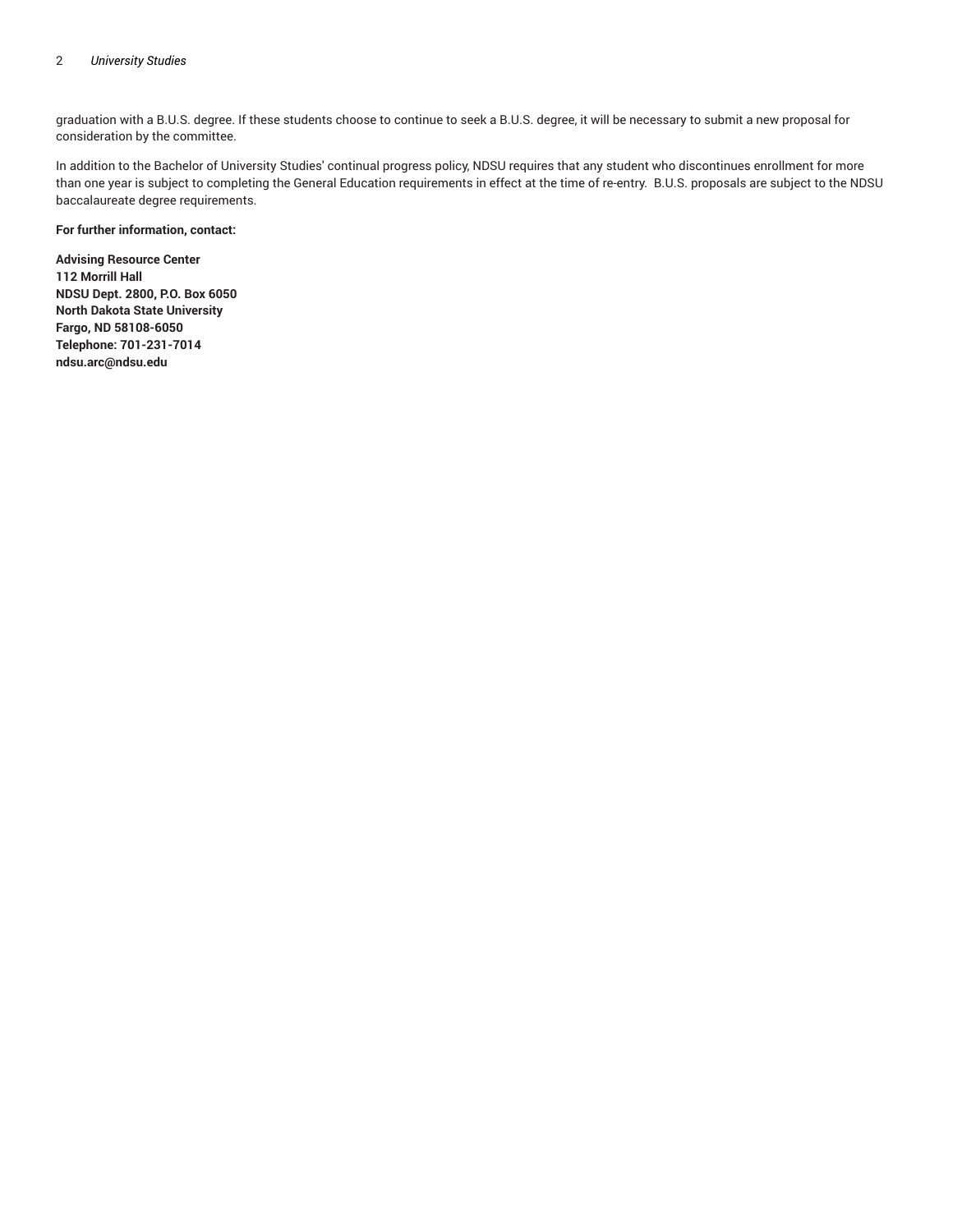graduation with a B.U.S. degree. If these students choose to continue to seek a B.U.S. degree, it will be necessary to submit a new proposal for consideration by the committee.

In addition to the Bachelor of University Studies' continual progress policy, NDSU requires that any student who discontinues enrollment for more than one year is subject to completing the General Education requirements in effect at the time of re-entry. B.U.S. proposals are subject to the NDSU baccalaureate degree requirements.

**For further information, contact:**

**Advising Resource Center**
**112 Morrill Hall**
**NDSU Dept. 2800, P.O. Box 6050**
**North Dakota State University**
**Fargo, ND 58108-6050**
**Telephone: 701-231-7014**
**ndsu.arc@ndsu.edu**